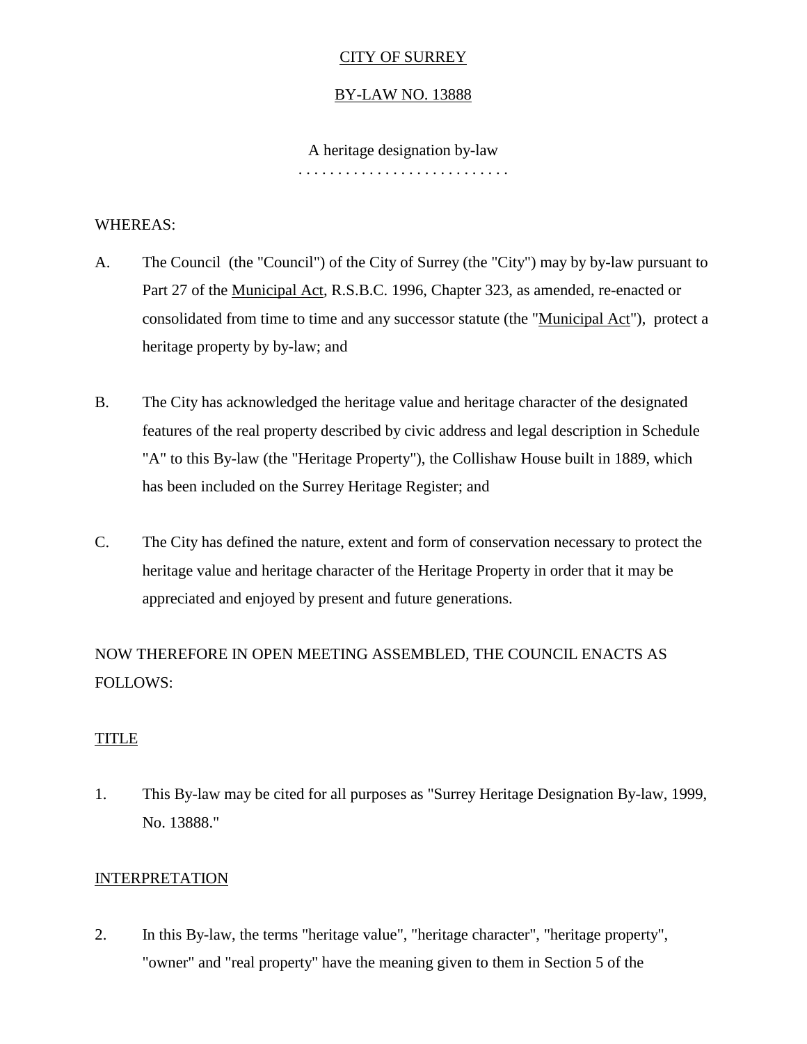CITY OF SURREY

BY-LAW NO. 13888

A heritage designation by-law

. . . . . . . . . . . . . . . . . . . . . . . . . . .

WHEREAS:

A. The Council (the "Council") of the City of Surrey (the "City") may by by-law pursuant to Part 27 of the Municipal Act, R.S.B.C. 1996, Chapter 323, as amended, re-enacted or consolidated from time to time and any successor statute (the "Municipal Act"), protect a heritage property by by-law; and

B. The City has acknowledged the heritage value and heritage character of the designated features of the real property described by civic address and legal description in Schedule "A" to this By-law (the "Heritage Property"), the Collishaw House built in 1889, which has been included on the Surrey Heritage Register; and

C. The City has defined the nature, extent and form of conservation necessary to protect the heritage value and heritage character of the Heritage Property in order that it may be appreciated and enjoyed by present and future generations.

NOW THEREFORE IN OPEN MEETING ASSEMBLED, THE COUNCIL ENACTS AS FOLLOWS:

TITLE

1. This By-law may be cited for all purposes as "Surrey Heritage Designation By-law, 1999, No. 13888."

INTERPRETATION

2. In this By-law, the terms "heritage value", "heritage character", "heritage property", "owner" and "real property" have the meaning given to them in Section 5 of the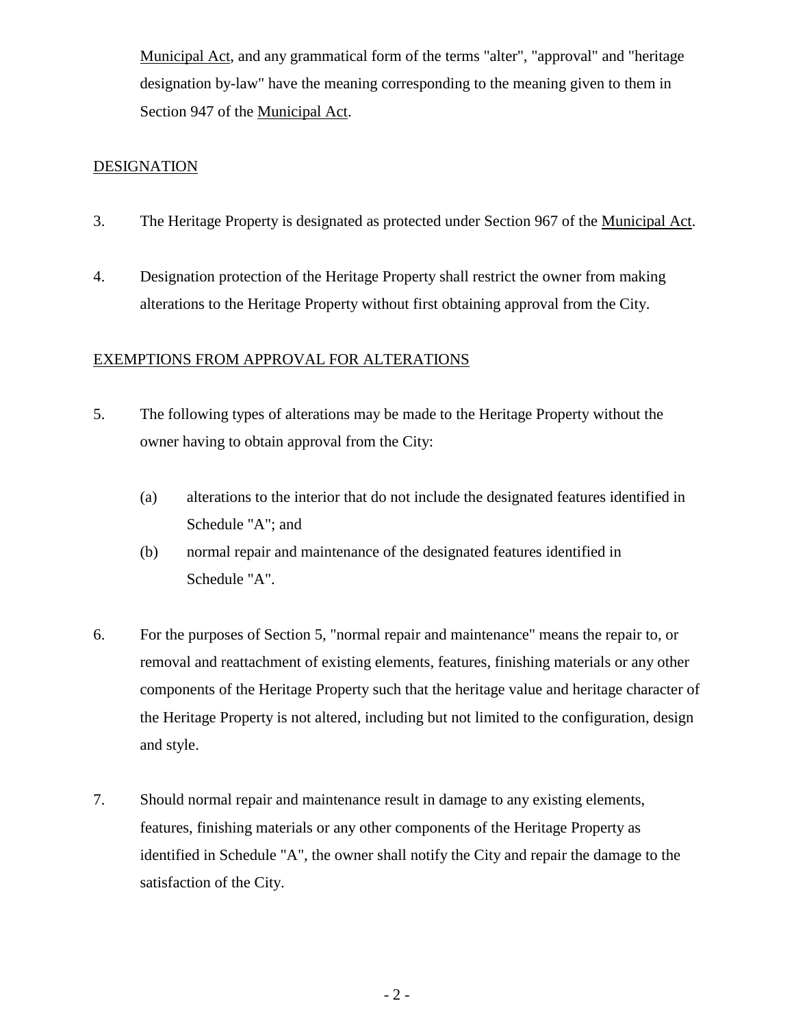Municipal Act, and any grammatical form of the terms "alter", "approval" and "heritage designation by-law" have the meaning corresponding to the meaning given to them in Section 947 of the Municipal Act.

## DESIGNATION

3. The Heritage Property is designated as protected under Section 967 of the Municipal Act.

4. Designation protection of the Heritage Property shall restrict the owner from making alterations to the Heritage Property without first obtaining approval from the City.

## EXEMPTIONS FROM APPROVAL FOR ALTERATIONS

5. The following types of alterations may be made to the Heritage Property without the owner having to obtain approval from the City:

   (a) alterations to the interior that do not include the designated features identified in Schedule "A"; and

   (b) normal repair and maintenance of the designated features identified in Schedule "A".

6. For the purposes of Section 5, "normal repair and maintenance" means the repair to, or removal and reattachment of existing elements, features, finishing materials or any other components of the Heritage Property such that the heritage value and heritage character of the Heritage Property is not altered, including but not limited to the configuration, design and style.

7. Should normal repair and maintenance result in damage to any existing elements, features, finishing materials or any other components of the Heritage Property as identified in Schedule "A", the owner shall notify the City and repair the damage to the satisfaction of the City.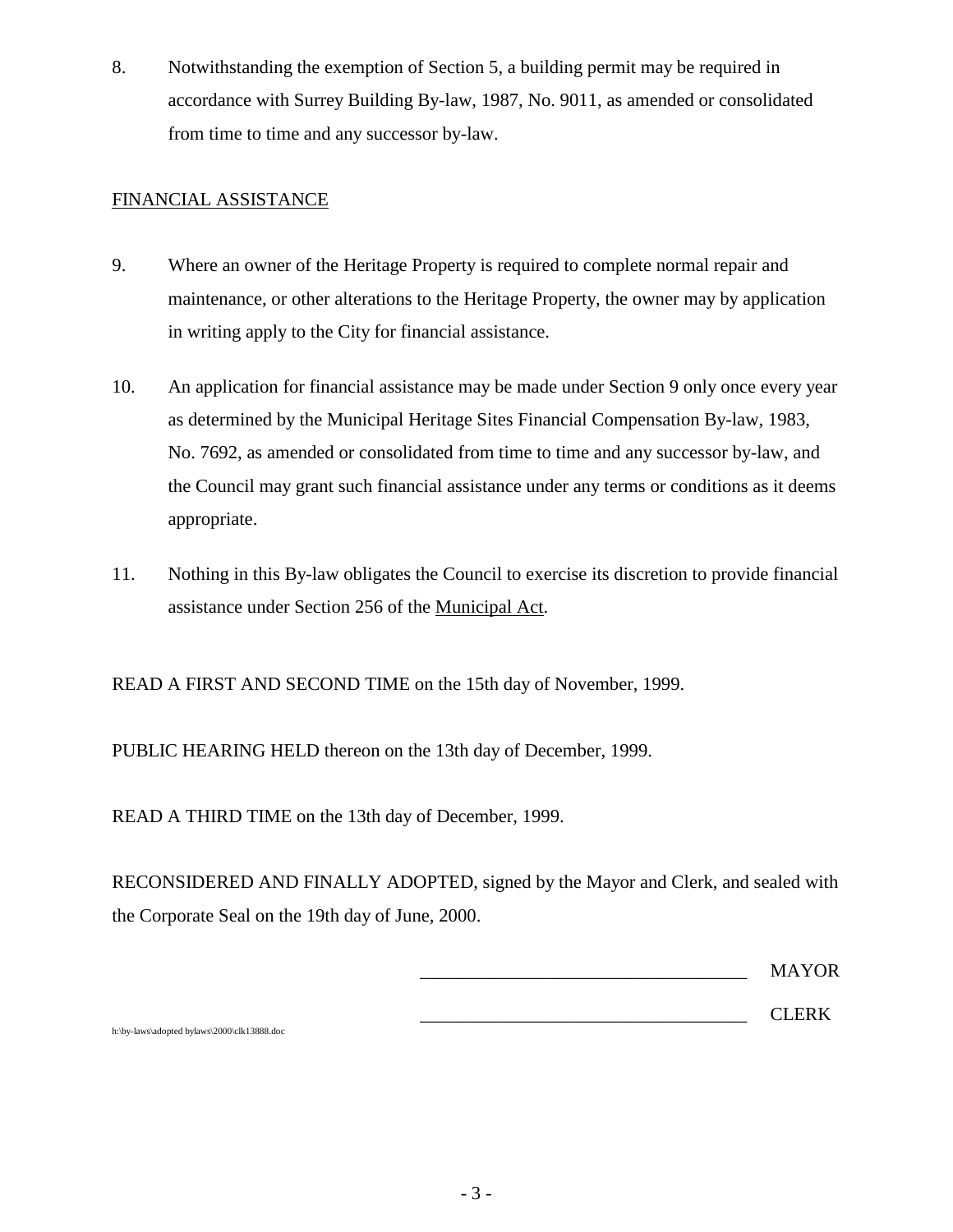8. Notwithstanding the exemption of Section 5, a building permit may be required in accordance with Surrey Building By-law, 1987, No. 9011, as amended or consolidated from time to time and any successor by-law.

FINANCIAL ASSISTANCE

9. Where an owner of the Heritage Property is required to complete normal repair and maintenance, or other alterations to the Heritage Property, the owner may by application in writing apply to the City for financial assistance.

10. An application for financial assistance may be made under Section 9 only once every year as determined by the Municipal Heritage Sites Financial Compensation By-law, 1983, No. 7692, as amended or consolidated from time to time and any successor by-law, and the Council may grant such financial assistance under any terms or conditions as it deems appropriate.

11. Nothing in this By-law obligates the Council to exercise its discretion to provide financial assistance under Section 256 of the Municipal Act.

READ A FIRST AND SECOND TIME on the 15th day of November, 1999.

PUBLIC HEARING HELD thereon on the 13th day of December, 1999.

READ A THIRD TIME on the 13th day of December, 1999.

RECONSIDERED AND FINALLY ADOPTED, signed by the Mayor and Clerk, and sealed with the Corporate Seal on the 19th day of June, 2000.

___________________________________ MAYOR

___________________________________ CLERK

h:\by-laws\adopted bylaws\2000\clk13888.doc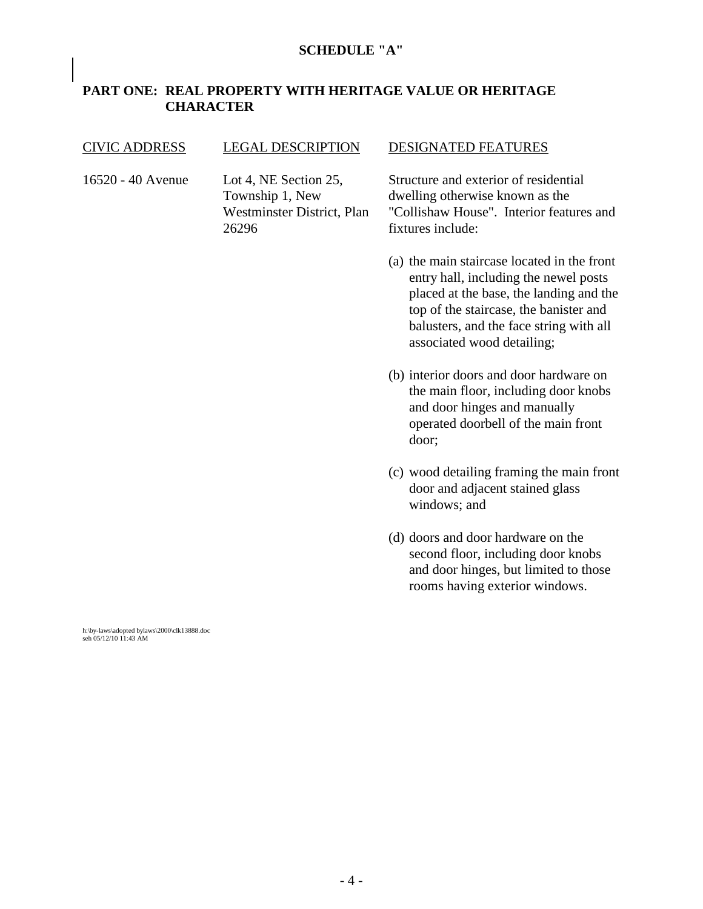**SCHEDULE "A"**

## PART ONE: REAL PROPERTY WITH HERITAGE VALUE OR HERITAGE CHARACTER

| CIVIC ADDRESS | LEGAL DESCRIPTION | DESIGNATED FEATURES |
|---|---|---|
| 16520 - 40 Avenue | Lot 4, NE Section 25, Township 1, New Westminster District, Plan 26296 | Structure and exterior of residential dwelling otherwise known as the "Collishaw House". Interior features and fixtures include:<br><br>(a) the main staircase located in the front entry hall, including the newel posts placed at the base, the landing and the top of the staircase, the banister and balusters, and the face string with all associated wood detailing;<br><br>(b) interior doors and door hardware on the main floor, including door knobs and door hinges and manually operated doorbell of the main front door;<br><br>(c) wood detailing framing the main front door and adjacent stained glass windows; and<br><br>(d) doors and door hardware on the second floor, including door knobs and door hinges, but limited to those rooms having exterior windows. |

h:\by-laws\adopted bylaws\2000\clk13888.doc
seh 05/12/10 11:43 AM